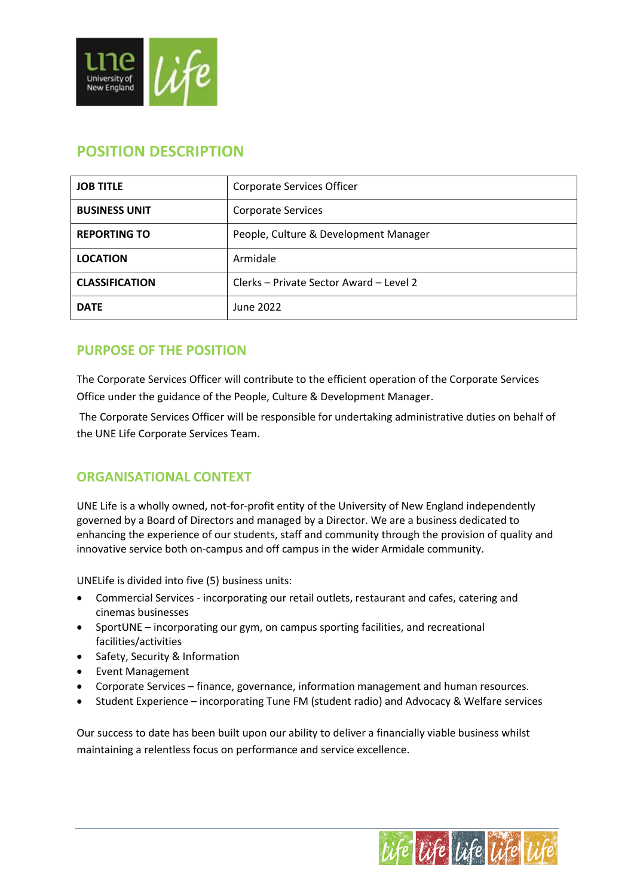# POSITION DESCRIPTION

| JOB TITLE | Corporate Services Officer |
|---|---|
| BUSINESS UNIT | Corporate Services |
| REPORTING TO | People, Culture & Development Manager |
| LOCATION | Armidale |
| CLASSIFICATION | Clerks – Private Sector Award – Level 2 |
| DATE | June 2022 |

## PURPOSE OF THE POSITION

The Corporate Services Officer will contribute to the efficient operation of the Corporate Services Office under the guidance of the People, Culture & Development Manager.

The Corporate Services Officer will be responsible for undertaking administrative duties on behalf of the UNE Life Corporate Services Team.

## ORGANISATIONAL CONTEXT

UNE Life is a wholly owned, not-for-profit entity of the University of New England independently governed by a Board of Directors and managed by a Director. We are a business dedicated to enhancing the experience of our students, staff and community through the provision of quality and innovative service both on-campus and off campus in the wider Armidale community.

UNELife is divided into five (5) business units:

- Commercial Services - incorporating our retail outlets, restaurant and cafes, catering and cinemas businesses
- SportUNE – incorporating our gym, on campus sporting facilities, and recreational facilities/activities
- Safety, Security & Information
- Event Management
- Corporate Services – finance, governance, information management and human resources.
- Student Experience – incorporating Tune FM (student radio) and Advocacy & Welfare services

Our success to date has been built upon our ability to deliver a financially viable business whilst maintaining a relentless focus on performance and service excellence.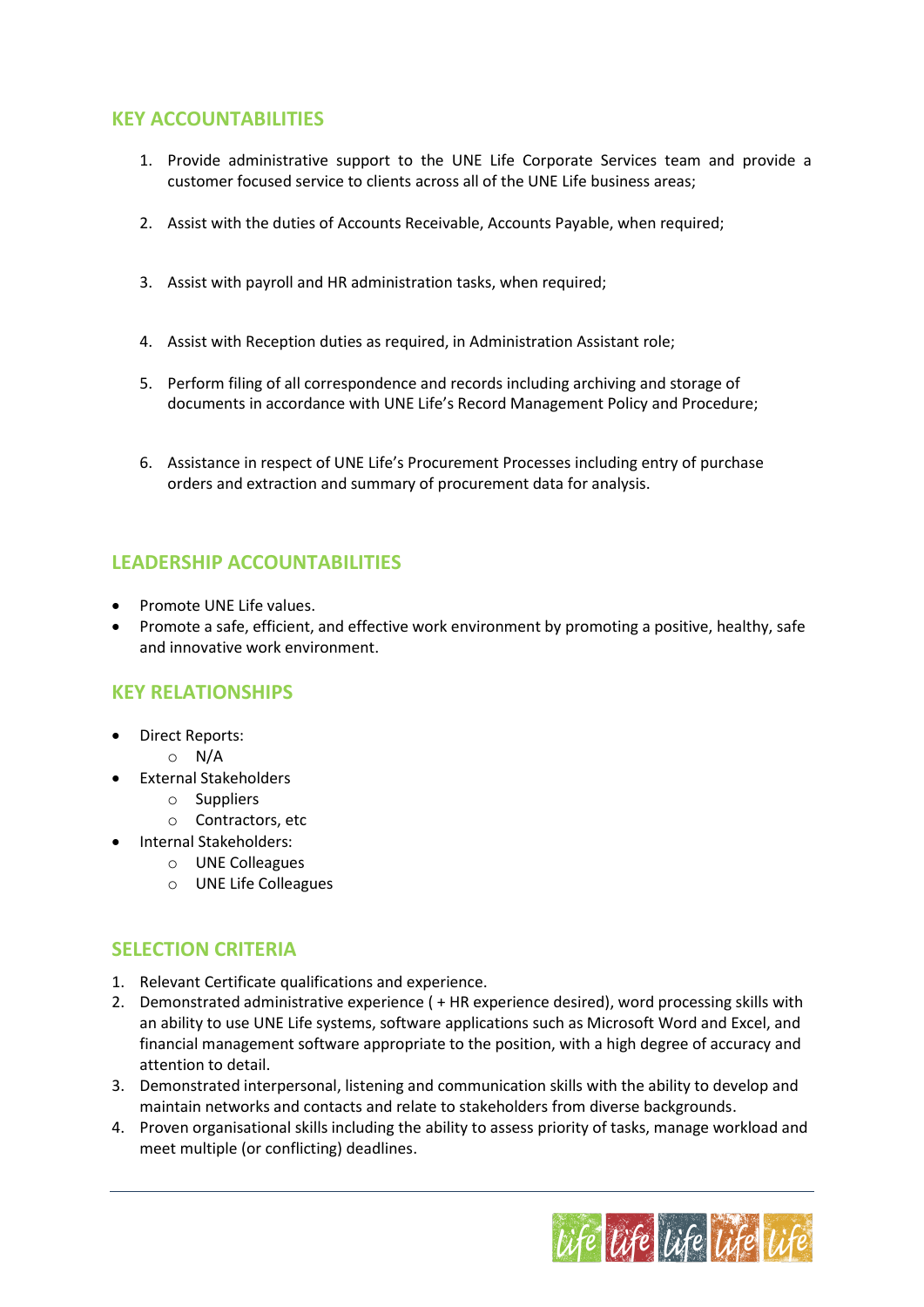## KEY ACCOUNTABILITIES

1. Provide administrative support to the UNE Life Corporate Services team and provide a customer focused service to clients across all of the UNE Life business areas;
2. Assist with the duties of Accounts Receivable, Accounts Payable, when required;
3. Assist with payroll and HR administration tasks, when required;
4. Assist with Reception duties as required, in Administration Assistant role;
5. Perform filing of all correspondence and records including archiving and storage of documents in accordance with UNE Life's Record Management Policy and Procedure;
6. Assistance in respect of UNE Life's Procurement Processes including entry of purchase orders and extraction and summary of procurement data for analysis.

## LEADERSHIP ACCOUNTABILITIES

- Promote UNE Life values.
- Promote a safe, efficient, and effective work environment by promoting a positive, healthy, safe and innovative work environment.

## KEY RELATIONSHIPS

- Direct Reports:
  - N/A
- External Stakeholders
  - Suppliers
  - Contractors, etc
- Internal Stakeholders:
  - UNE Colleagues
  - UNE Life Colleagues

## SELECTION CRITERIA

1. Relevant Certificate qualifications and experience.
2. Demonstrated administrative experience ( + HR experience desired), word processing skills with an ability to use UNE Life systems, software applications such as Microsoft Word and Excel, and financial management software appropriate to the position, with a high degree of accuracy and attention to detail.
3. Demonstrated interpersonal, listening and communication skills with the ability to develop and maintain networks and contacts and relate to stakeholders from diverse backgrounds.
4. Proven organisational skills including the ability to assess priority of tasks, manage workload and meet multiple (or conflicting) deadlines.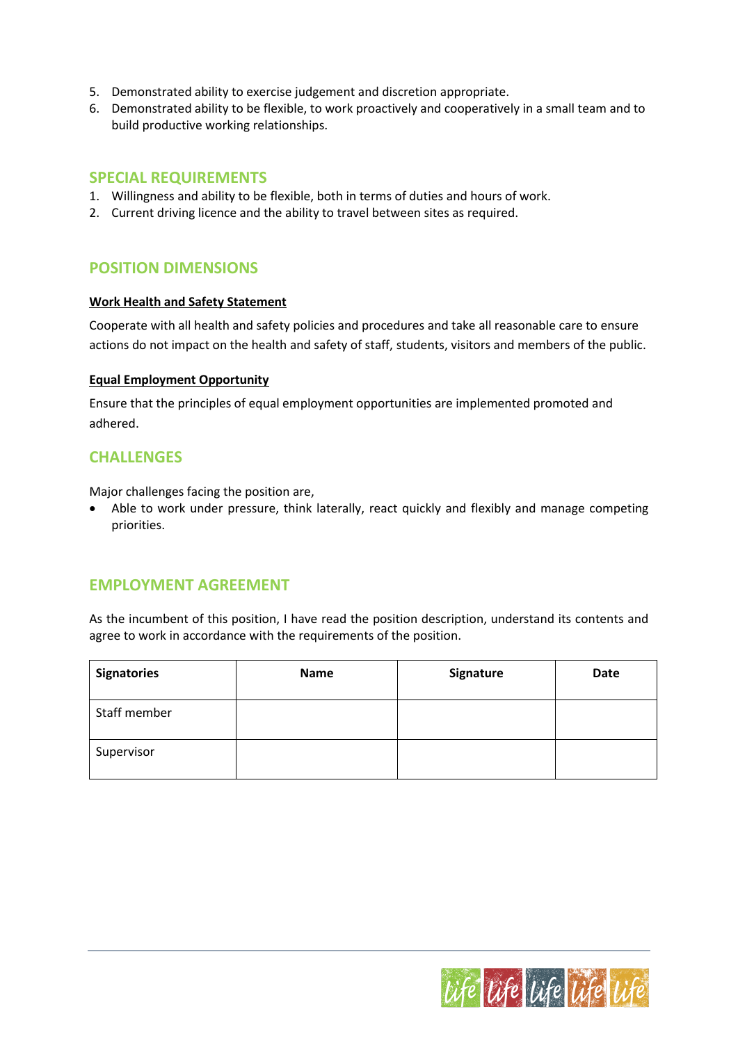5. Demonstrated ability to exercise judgement and discretion appropriate.
6. Demonstrated ability to be flexible, to work proactively and cooperatively in a small team and to build productive working relationships.

## SPECIAL REQUIREMENTS

1. Willingness and ability to be flexible, both in terms of duties and hours of work.
2. Current driving licence and the ability to travel between sites as required.

## POSITION DIMENSIONS

**Work Health and Safety Statement**

Cooperate with all health and safety policies and procedures and take all reasonable care to ensure actions do not impact on the health and safety of staff, students, visitors and members of the public.

**Equal Employment Opportunity**

Ensure that the principles of equal employment opportunities are implemented promoted and adhered.

## CHALLENGES

Major challenges facing the position are,

- Able to work under pressure, think laterally, react quickly and flexibly and manage competing priorities.

## EMPLOYMENT AGREEMENT

As the incumbent of this position, I have read the position description, understand its contents and agree to work in accordance with the requirements of the position.

| Signatories | Name | Signature | Date |
|---|---|---|---|
| Staff member | | | |
| Supervisor | | | |